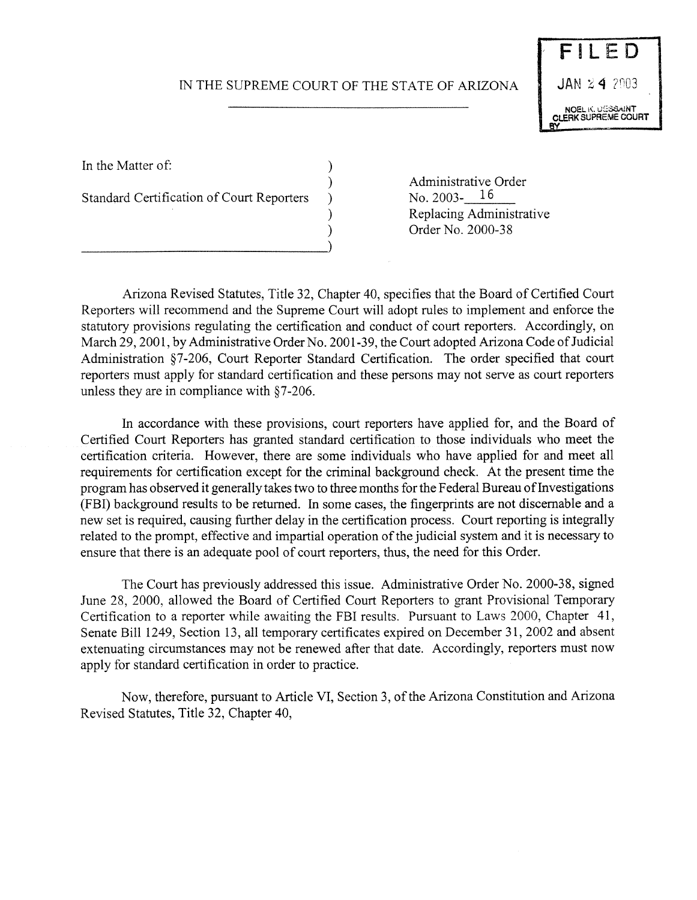IN THE SUPREME COURT OF THE STATE OF ARIZONA

FILED
JAN 24 2003
NOEL K. DESSAINT
CLERK SUPREME COURT
BY

In the Matter of:

Standard Certification of Court Reporters

Administrative Order
No. 2003- 16
Replacing Administrative Order No. 2000-38

Arizona Revised Statutes, Title 32, Chapter 40, specifies that the Board of Certified Court Reporters will recommend and the Supreme Court will adopt rules to implement and enforce the statutory provisions regulating the certification and conduct of court reporters. Accordingly, on March 29, 2001, by Administrative Order No. 2001-39, the Court adopted Arizona Code of Judicial Administration §7-206, Court Reporter Standard Certification. The order specified that court reporters must apply for standard certification and these persons may not serve as court reporters unless they are in compliance with §7-206.

In accordance with these provisions, court reporters have applied for, and the Board of Certified Court Reporters has granted standard certification to those individuals who meet the certification criteria. However, there are some individuals who have applied for and meet all requirements for certification except for the criminal background check. At the present time the program has observed it generally takes two to three months for the Federal Bureau of Investigations (FBI) background results to be returned. In some cases, the fingerprints are not discernable and a new set is required, causing further delay in the certification process. Court reporting is integrally related to the prompt, effective and impartial operation of the judicial system and it is necessary to ensure that there is an adequate pool of court reporters, thus, the need for this Order.

The Court has previously addressed this issue. Administrative Order No. 2000-38, signed June 28, 2000, allowed the Board of Certified Court Reporters to grant Provisional Temporary Certification to a reporter while awaiting the FBI results. Pursuant to Laws 2000, Chapter 41, Senate Bill 1249, Section 13, all temporary certificates expired on December 31, 2002 and absent extenuating circumstances may not be renewed after that date. Accordingly, reporters must now apply for standard certification in order to practice.

Now, therefore, pursuant to Article VI, Section 3, of the Arizona Constitution and Arizona Revised Statutes, Title 32, Chapter 40,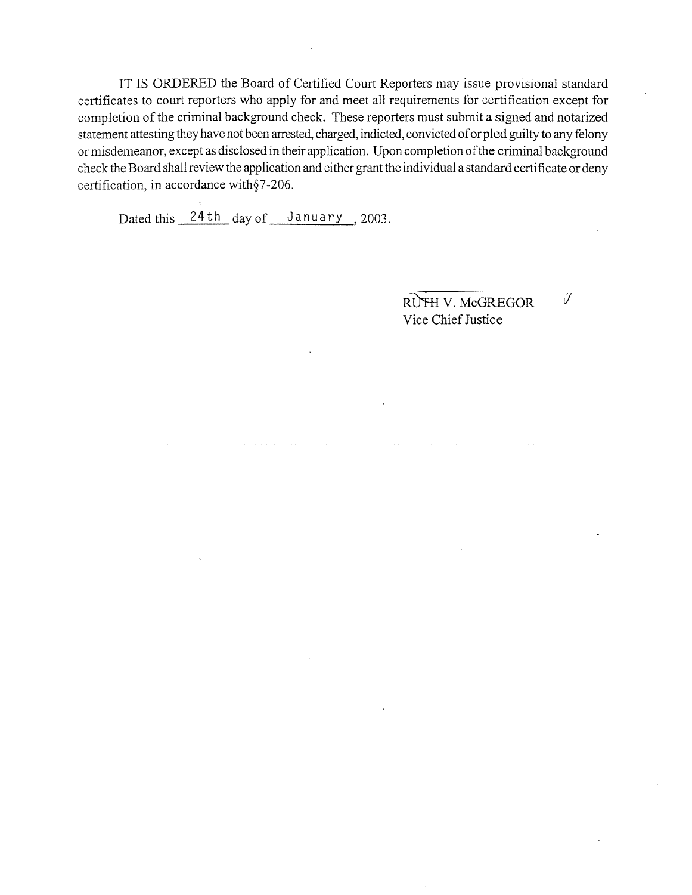IT IS ORDERED the Board of Certified Court Reporters may issue provisional standard certificates to court reporters who apply for and meet all requirements for certification except for completion of the criminal background check. These reporters must submit a signed and notarized statement attesting they have not been arrested, charged, indicted, convicted of or pled guilty to any felony or misdemeanor, except as disclosed in their application. Upon completion of the criminal background check the Board shall review the application and either grant the individual a standard certificate or deny certification, in accordance with§7-206.

Dated this 24th day of January, 2003.

RUTH V. McGREGOR
Vice Chief Justice